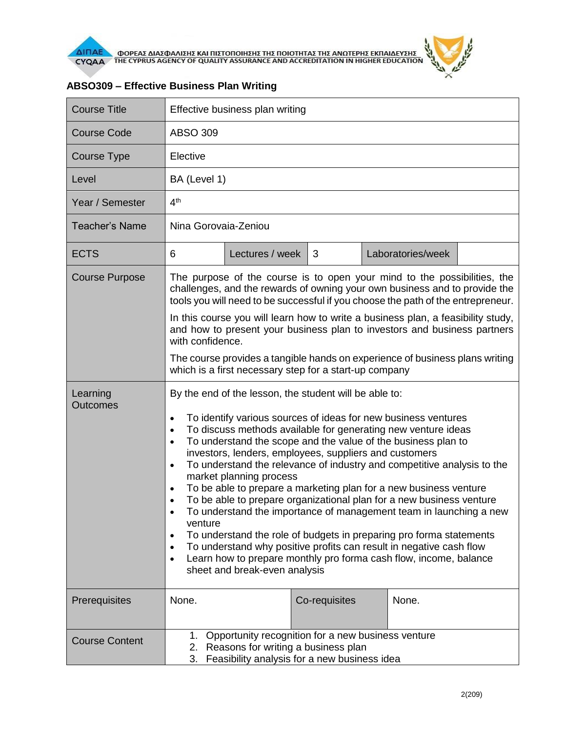## ABSO309 – Effective Business Plan Writing

| Course Title | Effective business plan writing | | | | |
|---|---|---|---|---|---|
| Course Code | ABSO 309 | | | | |
| Course Type | Elective | | | | |
| Level | BA (Level 1) | | | | |
| Year / Semester | 4th | | | | |
| Teacher's Name | Nina Gorovaia-Zeniou | | | | |
| ECTS | 6 | Lectures / week | 3 | Laboratories/week | |
| Course Purpose | The purpose of the course is to open your mind to the possibilities, the challenges, and the rewards of owning your own business and to provide the tools you will need to be successful if you choose the path of the entrepreneur.<br><br>In this course you will learn how to write a business plan, a feasibility study, and how to present your business plan to investors and business partners with confidence.<br><br>The course provides a tangible hands on experience of business plans writing which is a first necessary step for a start-up company | | | | |
| Learning Outcomes | By the end of the lesson, the student will be able to:<br><br>• To identify various sources of ideas for new business ventures<br>• To discuss methods available for generating new venture ideas<br>• To understand the scope and the value of the business plan to investors, lenders, employees, suppliers and customers<br>• To understand the relevance of industry and competitive analysis to the market planning process<br>• To be able to prepare a marketing plan for a new business venture<br>• To be able to prepare organizational plan for a new business venture<br>• To understand the importance of management team in launching a new venture<br>• To understand the role of budgets in preparing pro forma statements<br>• To understand why positive profits can result in negative cash flow<br>• Learn how to prepare monthly pro forma cash flow, income, balance sheet and break-even analysis | | | | |
| Prerequisites | None. | Co-requisites | None. | | |
| Course Content | 1. Opportunity recognition for a new business venture<br>2. Reasons for writing a business plan<br>3. Feasibility analysis for a new business idea | | | | |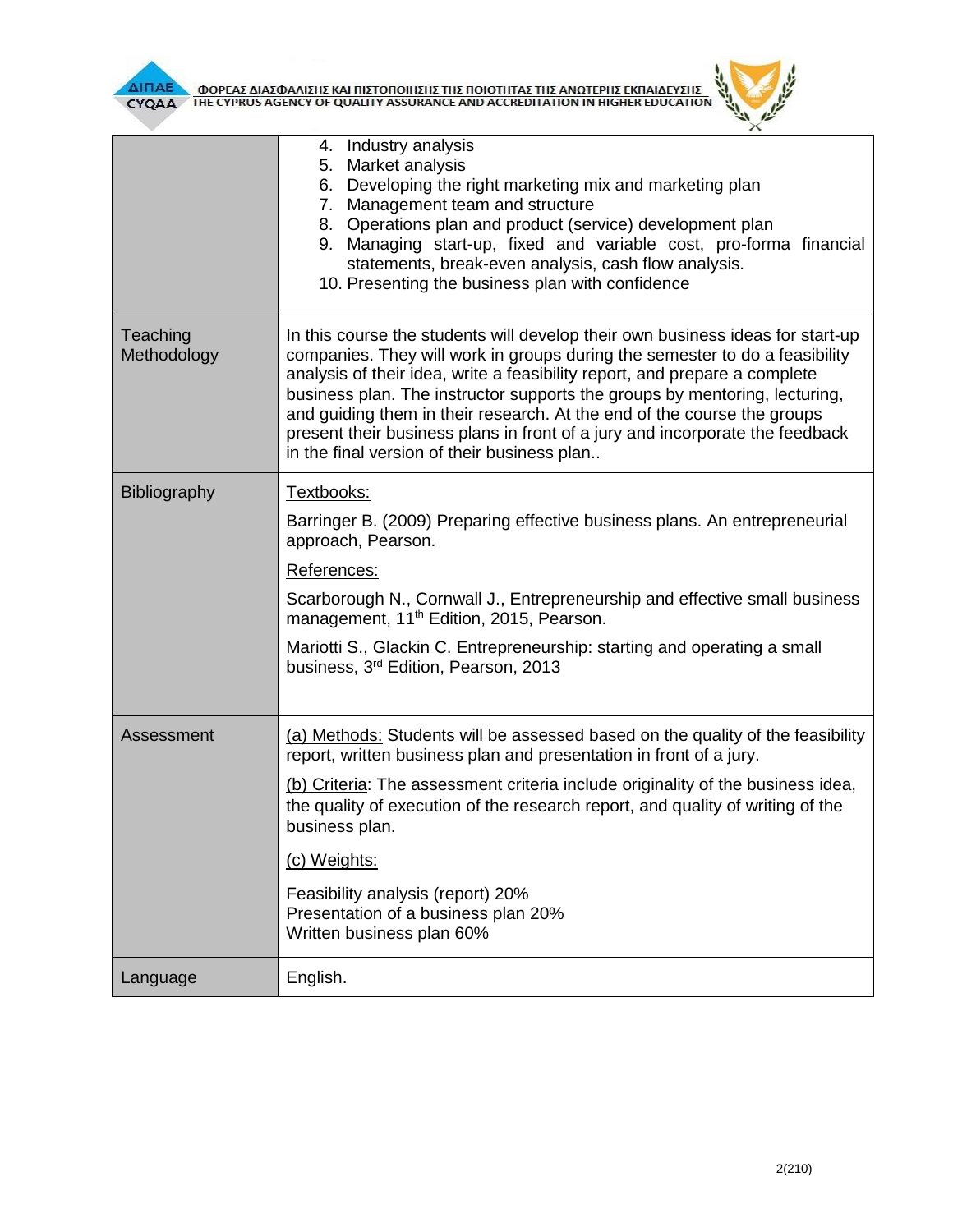| | |
|---|---|
| | 4. Industry analysis<br>5. Market analysis<br>6. Developing the right marketing mix and marketing plan<br>7. Management team and structure<br>8. Operations plan and product (service) development plan<br>9. Managing start-up, fixed and variable cost, pro-forma financial statements, break-even analysis, cash flow analysis.<br>10. Presenting the business plan with confidence |
| Teaching Methodology | In this course the students will develop their own business ideas for start-up companies. They will work in groups during the semester to do a feasibility analysis of their idea, write a feasibility report, and prepare a complete business plan. The instructor supports the groups by mentoring, lecturing, and guiding them in their research. At the end of the course the groups present their business plans in front of a jury and incorporate the feedback in the final version of their business plan.. |
| Bibliography | Textbooks:<br><br>Barringer B. (2009) Preparing effective business plans. An entrepreneurial approach, Pearson.<br><br>References:<br><br>Scarborough N., Cornwall J., Entrepreneurship and effective small business management, 11th Edition, 2015, Pearson.<br><br>Mariotti S., Glackin C. Entrepreneurship: starting and operating a small business, 3rd Edition, Pearson, 2013 |
| Assessment | (a) Methods: Students will be assessed based on the quality of the feasibility report, written business plan and presentation in front of a jury.<br><br>(b) Criteria: The assessment criteria include originality of the business idea, the quality of execution of the research report, and quality of writing of the business plan.<br><br>(c) Weights:<br><br>Feasibility analysis (report) 20%<br>Presentation of a business plan 20%<br>Written business plan 60% |
| Language | English. |